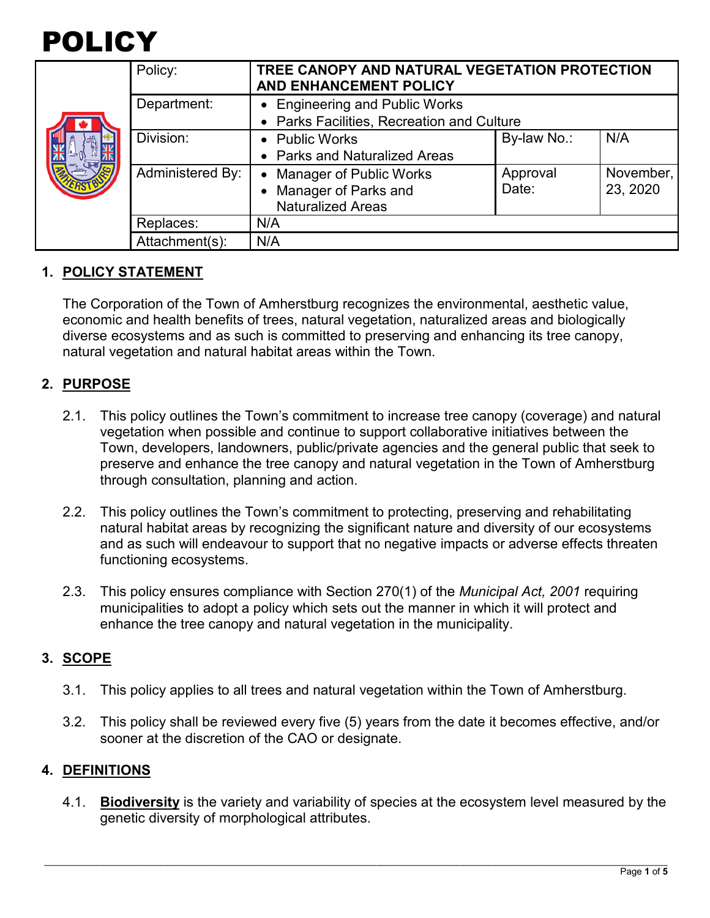# POLICY

| | | | | |
|---|---|---|---|---|
| Policy: | **TREE CANOPY AND NATURAL VEGETATION PROTECTION AND ENHANCEMENT POLICY** | | | |
| Department: | • Engineering and Public Works<br>• Parks Facilities, Recreation and Culture | | | |
| Division: | • Public Works<br>• Parks and Naturalized Areas | By-law No.: | N/A | |
| Administered By: | • Manager of Public Works<br>• Manager of Parks and Naturalized Areas | Approval Date: | November, 23, 2020 | |
| Replaces: | N/A | | | |
| Attachment(s): | N/A | | | |

## 1. POLICY STATEMENT

The Corporation of the Town of Amherstburg recognizes the environmental, aesthetic value, economic and health benefits of trees, natural vegetation, naturalized areas and biologically diverse ecosystems and as such is committed to preserving and enhancing its tree canopy, natural vegetation and natural habitat areas within the Town.

## 2. PURPOSE

2.1. This policy outlines the Town's commitment to increase tree canopy (coverage) and natural vegetation when possible and continue to support collaborative initiatives between the Town, developers, landowners, public/private agencies and the general public that seek to preserve and enhance the tree canopy and natural vegetation in the Town of Amherstburg through consultation, planning and action.

2.2. This policy outlines the Town's commitment to protecting, preserving and rehabilitating natural habitat areas by recognizing the significant nature and diversity of our ecosystems and as such will endeavour to support that no negative impacts or adverse effects threaten functioning ecosystems.

2.3. This policy ensures compliance with Section 270(1) of the *Municipal Act, 2001* requiring municipalities to adopt a policy which sets out the manner in which it will protect and enhance the tree canopy and natural vegetation in the municipality.

## 3. SCOPE

3.1. This policy applies to all trees and natural vegetation within the Town of Amherstburg.

3.2. This policy shall be reviewed every five (5) years from the date it becomes effective, and/or sooner at the discretion of the CAO or designate.

## 4. DEFINITIONS

4.1. **Biodiversity** is the variety and variability of species at the ecosystem level measured by the genetic diversity of morphological attributes.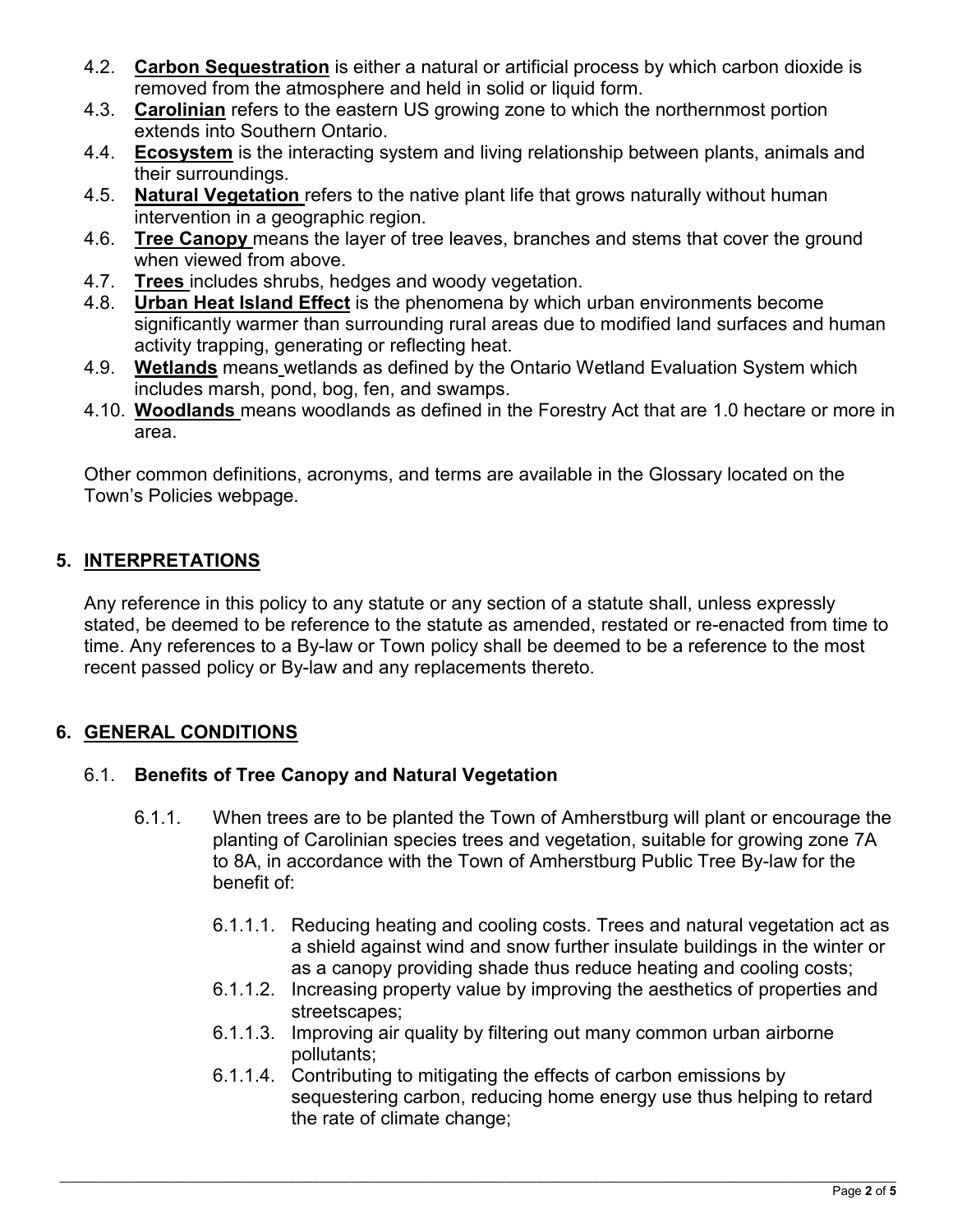4.2. **Carbon Sequestration** is either a natural or artificial process by which carbon dioxide is removed from the atmosphere and held in solid or liquid form.

4.3. **Carolinian** refers to the eastern US growing zone to which the northernmost portion extends into Southern Ontario.

4.4. **Ecosystem** is the interacting system and living relationship between plants, animals and their surroundings.

4.5. **Natural Vegetation** refers to the native plant life that grows naturally without human intervention in a geographic region.

4.6. **Tree Canopy** means the layer of tree leaves, branches and stems that cover the ground when viewed from above.

4.7. **Trees** includes shrubs, hedges and woody vegetation.

4.8. **Urban Heat Island Effect** is the phenomena by which urban environments become significantly warmer than surrounding rural areas due to modified land surfaces and human activity trapping, generating or reflecting heat.

4.9. **Wetlands** means wetlands as defined by the Ontario Wetland Evaluation System which includes marsh, pond, bog, fen, and swamps.

4.10. **Woodlands** means woodlands as defined in the Forestry Act that are 1.0 hectare or more in area.

Other common definitions, acronyms, and terms are available in the Glossary located on the Town's Policies webpage.

## 5. INTERPRETATIONS

Any reference in this policy to any statute or any section of a statute shall, unless expressly stated, be deemed to be reference to the statute as amended, restated or re-enacted from time to time. Any references to a By-law or Town policy shall be deemed to be a reference to the most recent passed policy or By-law and any replacements thereto.

## 6. GENERAL CONDITIONS

### 6.1. Benefits of Tree Canopy and Natural Vegetation

6.1.1. When trees are to be planted the Town of Amherstburg will plant or encourage the planting of Carolinian species trees and vegetation, suitable for growing zone 7A to 8A, in accordance with the Town of Amherstburg Public Tree By-law for the benefit of:

6.1.1.1. Reducing heating and cooling costs. Trees and natural vegetation act as a shield against wind and snow further insulate buildings in the winter or as a canopy providing shade thus reduce heating and cooling costs;

6.1.1.2. Increasing property value by improving the aesthetics of properties and streetscapes;

6.1.1.3. Improving air quality by filtering out many common urban airborne pollutants;

6.1.1.4. Contributing to mitigating the effects of carbon emissions by sequestering carbon, reducing home energy use thus helping to retard the rate of climate change;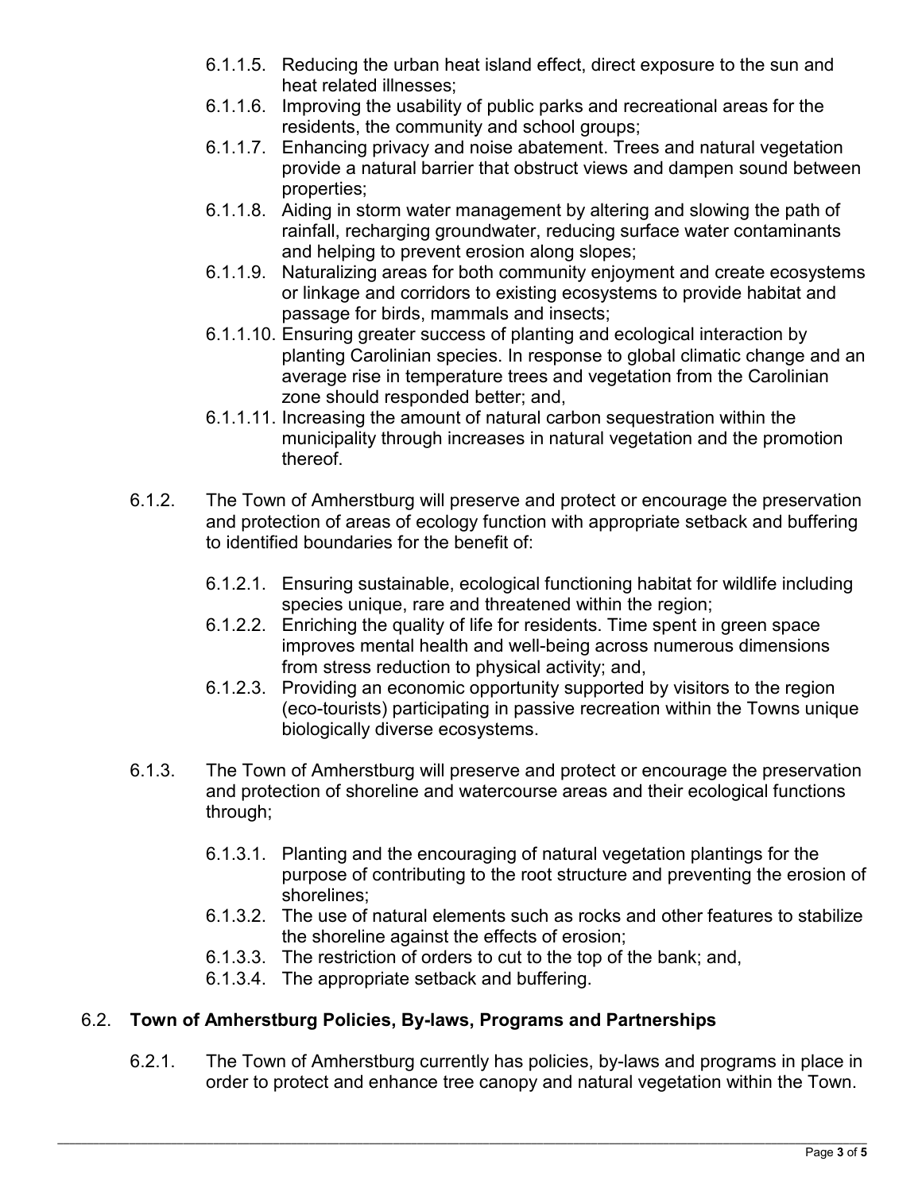6.1.1.5. Reducing the urban heat island effect, direct exposure to the sun and heat related illnesses;

6.1.1.6. Improving the usability of public parks and recreational areas for the residents, the community and school groups;

6.1.1.7. Enhancing privacy and noise abatement. Trees and natural vegetation provide a natural barrier that obstruct views and dampen sound between properties;

6.1.1.8. Aiding in storm water management by altering and slowing the path of rainfall, recharging groundwater, reducing surface water contaminants and helping to prevent erosion along slopes;

6.1.1.9. Naturalizing areas for both community enjoyment and create ecosystems or linkage and corridors to existing ecosystems to provide habitat and passage for birds, mammals and insects;

6.1.1.10. Ensuring greater success of planting and ecological interaction by planting Carolinian species. In response to global climatic change and an average rise in temperature trees and vegetation from the Carolinian zone should responded better; and,

6.1.1.11. Increasing the amount of natural carbon sequestration within the municipality through increases in natural vegetation and the promotion thereof.

6.1.2. The Town of Amherstburg will preserve and protect or encourage the preservation and protection of areas of ecology function with appropriate setback and buffering to identified boundaries for the benefit of:

6.1.2.1. Ensuring sustainable, ecological functioning habitat for wildlife including species unique, rare and threatened within the region;

6.1.2.2. Enriching the quality of life for residents. Time spent in green space improves mental health and well-being across numerous dimensions from stress reduction to physical activity; and,

6.1.2.3. Providing an economic opportunity supported by visitors to the region (eco-tourists) participating in passive recreation within the Towns unique biologically diverse ecosystems.

6.1.3. The Town of Amherstburg will preserve and protect or encourage the preservation and protection of shoreline and watercourse areas and their ecological functions through;

6.1.3.1. Planting and the encouraging of natural vegetation plantings for the purpose of contributing to the root structure and preventing the erosion of shorelines;

6.1.3.2. The use of natural elements such as rocks and other features to stabilize the shoreline against the effects of erosion;

6.1.3.3. The restriction of orders to cut to the top of the bank; and,

6.1.3.4. The appropriate setback and buffering.

## 6.2. Town of Amherstburg Policies, By-laws, Programs and Partnerships

6.2.1. The Town of Amherstburg currently has policies, by-laws and programs in place in order to protect and enhance tree canopy and natural vegetation within the Town.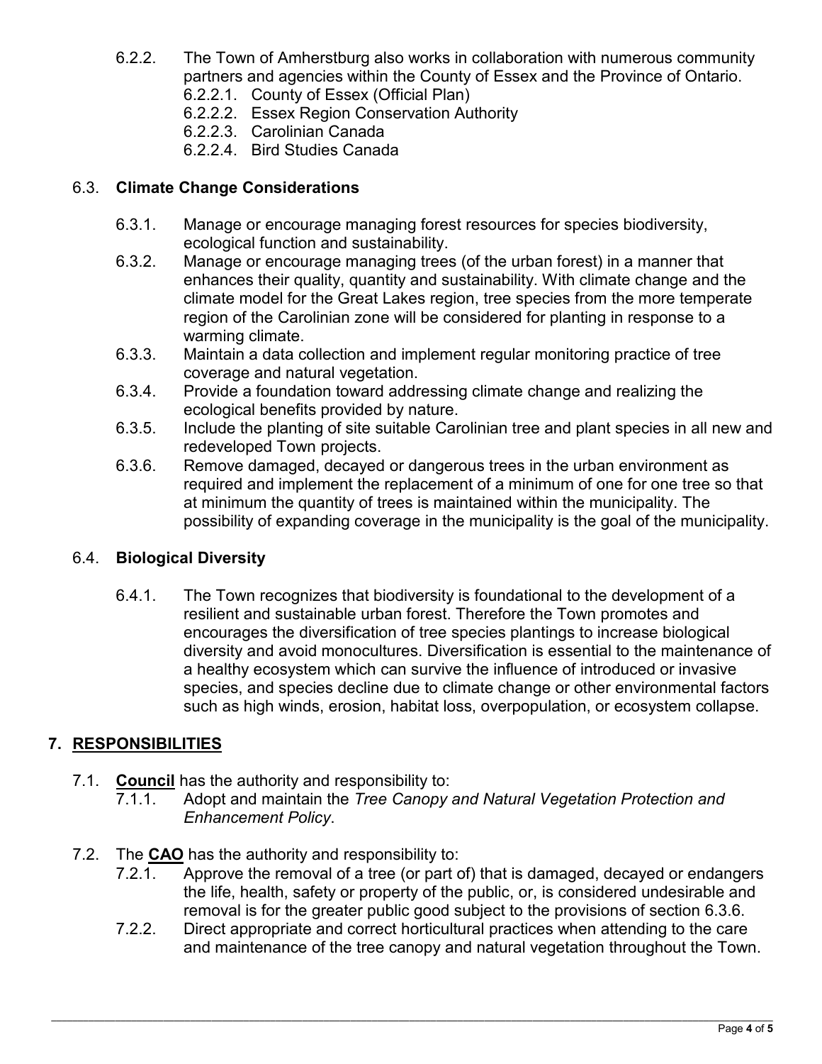6.2.2. The Town of Amherstburg also works in collaboration with numerous community partners and agencies within the County of Essex and the Province of Ontario.

6.2.2.1. County of Essex (Official Plan)

6.2.2.2. Essex Region Conservation Authority

6.2.2.3. Carolinian Canada

6.2.2.4. Bird Studies Canada

### 6.3. **Climate Change Considerations**

6.3.1. Manage or encourage managing forest resources for species biodiversity, ecological function and sustainability.

6.3.2. Manage or encourage managing trees (of the urban forest) in a manner that enhances their quality, quantity and sustainability. With climate change and the climate model for the Great Lakes region, tree species from the more temperate region of the Carolinian zone will be considered for planting in response to a warming climate.

6.3.3. Maintain a data collection and implement regular monitoring practice of tree coverage and natural vegetation.

6.3.4. Provide a foundation toward addressing climate change and realizing the ecological benefits provided by nature.

6.3.5. Include the planting of site suitable Carolinian tree and plant species in all new and redeveloped Town projects.

6.3.6. Remove damaged, decayed or dangerous trees in the urban environment as required and implement the replacement of a minimum of one for one tree so that at minimum the quantity of trees is maintained within the municipality. The possibility of expanding coverage in the municipality is the goal of the municipality.

### 6.4. **Biological Diversity**

6.4.1. The Town recognizes that biodiversity is foundational to the development of a resilient and sustainable urban forest. Therefore the Town promotes and encourages the diversification of tree species plantings to increase biological diversity and avoid monocultures. Diversification is essential to the maintenance of a healthy ecosystem which can survive the influence of introduced or invasive species, and species decline due to climate change or other environmental factors such as high winds, erosion, habitat loss, overpopulation, or ecosystem collapse.

## 7. **RESPONSIBILITIES**

7.1. **Council** has the authority and responsibility to:

7.1.1. Adopt and maintain the *Tree Canopy and Natural Vegetation Protection and Enhancement Policy*.

7.2. The **CAO** has the authority and responsibility to:

7.2.1. Approve the removal of a tree (or part of) that is damaged, decayed or endangers the life, health, safety or property of the public, or, is considered undesirable and removal is for the greater public good subject to the provisions of section 6.3.6.

7.2.2. Direct appropriate and correct horticultural practices when attending to the care and maintenance of the tree canopy and natural vegetation throughout the Town.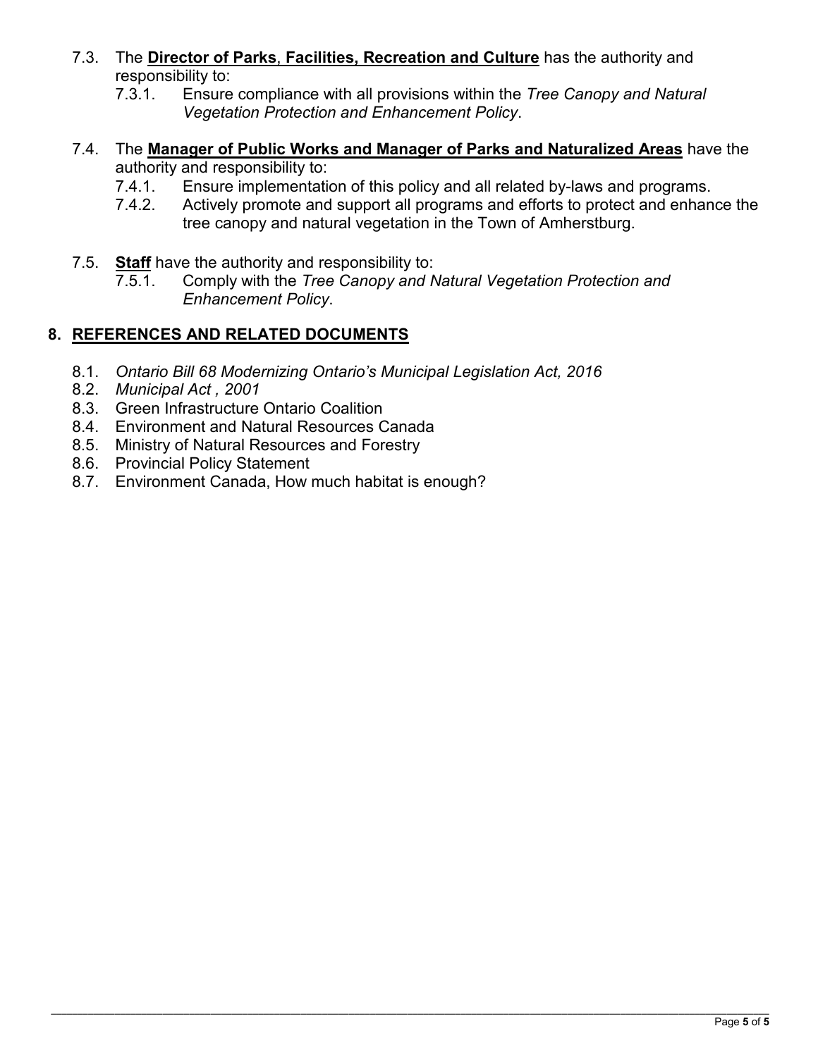7.3. The **Director of Parks, Facilities, Recreation and Culture** has the authority and responsibility to:

7.3.1. Ensure compliance with all provisions within the *Tree Canopy and Natural Vegetation Protection and Enhancement Policy*.

7.4. The **Manager of Public Works and Manager of Parks and Naturalized Areas** have the authority and responsibility to:

7.4.1. Ensure implementation of this policy and all related by-laws and programs.

7.4.2. Actively promote and support all programs and efforts to protect and enhance the tree canopy and natural vegetation in the Town of Amherstburg.

7.5. **Staff** have the authority and responsibility to:

7.5.1. Comply with the *Tree Canopy and Natural Vegetation Protection and Enhancement Policy*.

## 8. REFERENCES AND RELATED DOCUMENTS

8.1. *Ontario Bill 68 Modernizing Ontario's Municipal Legislation Act, 2016*

8.2. *Municipal Act , 2001*

8.3. Green Infrastructure Ontario Coalition

8.4. Environment and Natural Resources Canada

8.5. Ministry of Natural Resources and Forestry

8.6. Provincial Policy Statement

8.7. Environment Canada, How much habitat is enough?